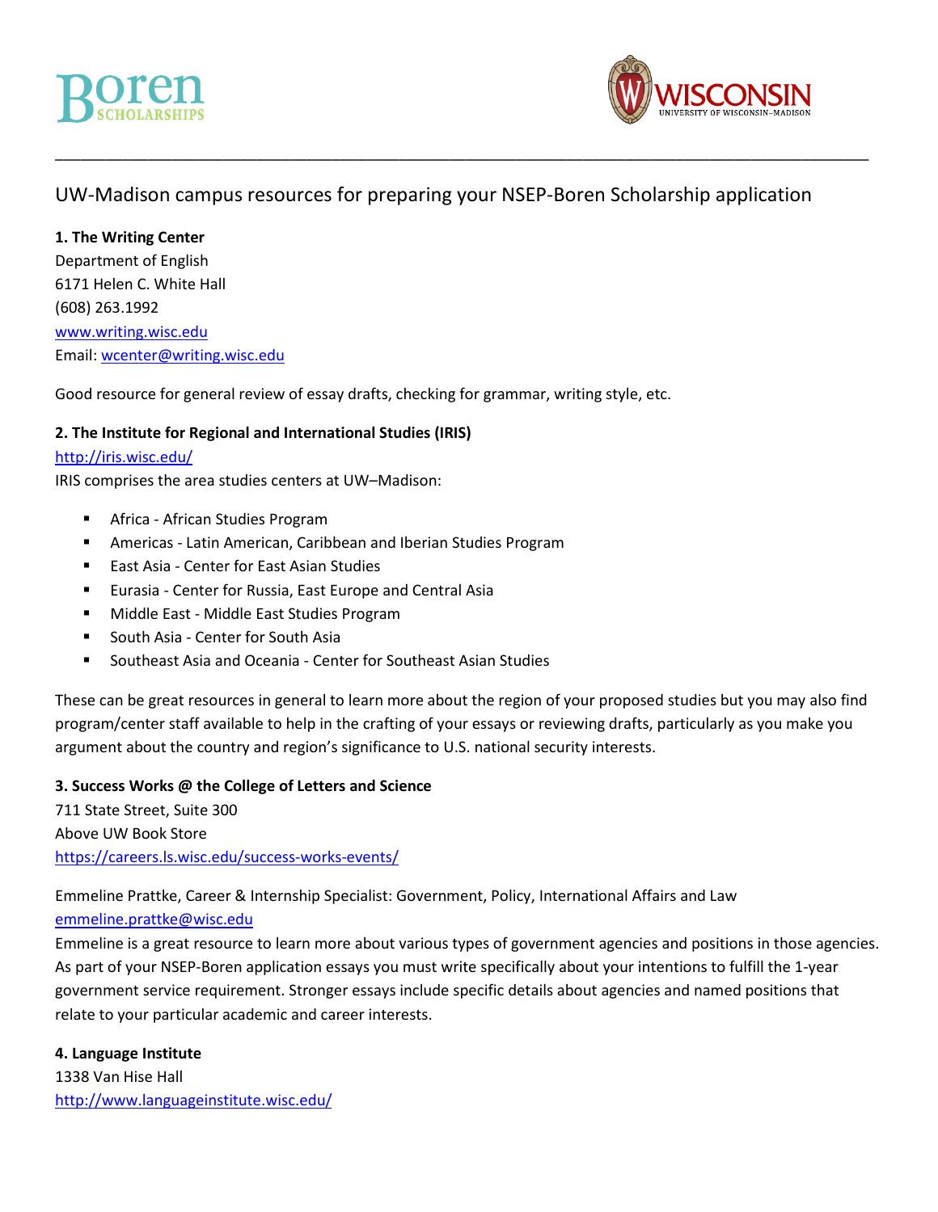# UW-Madison campus resources for preparing your NSEP-Boren Scholarship application

**1. The Writing Center**
Department of English
6171 Helen C. White Hall
(608) 263.1992
www.writing.wisc.edu
Email: wcenter@writing.wisc.edu

Good resource for general review of essay drafts, checking for grammar, writing style, etc.

**2. The Institute for Regional and International Studies (IRIS)**
http://iris.wisc.edu/
IRIS comprises the area studies centers at UW–Madison:

- Africa - African Studies Program
- Americas - Latin American, Caribbean and Iberian Studies Program
- East Asia - Center for East Asian Studies
- Eurasia - Center for Russia, East Europe and Central Asia
- Middle East - Middle East Studies Program
- South Asia - Center for South Asia
- Southeast Asia and Oceania - Center for Southeast Asian Studies

These can be great resources in general to learn more about the region of your proposed studies but you may also find program/center staff available to help in the crafting of your essays or reviewing drafts, particularly as you make you argument about the country and region's significance to U.S. national security interests.

**3. Success Works @ the College of Letters and Science**
711 State Street, Suite 300
Above UW Book Store
https://careers.ls.wisc.edu/success-works-events/

Emmeline Prattke, Career & Internship Specialist: Government, Policy, International Affairs and Law
emmeline.prattke@wisc.edu
Emmeline is a great resource to learn more about various types of government agencies and positions in those agencies. As part of your NSEP-Boren application essays you must write specifically about your intentions to fulfill the 1-year government service requirement. Stronger essays include specific details about agencies and named positions that relate to your particular academic and career interests.

**4. Language Institute**
1338 Van Hise Hall
http://www.languageinstitute.wisc.edu/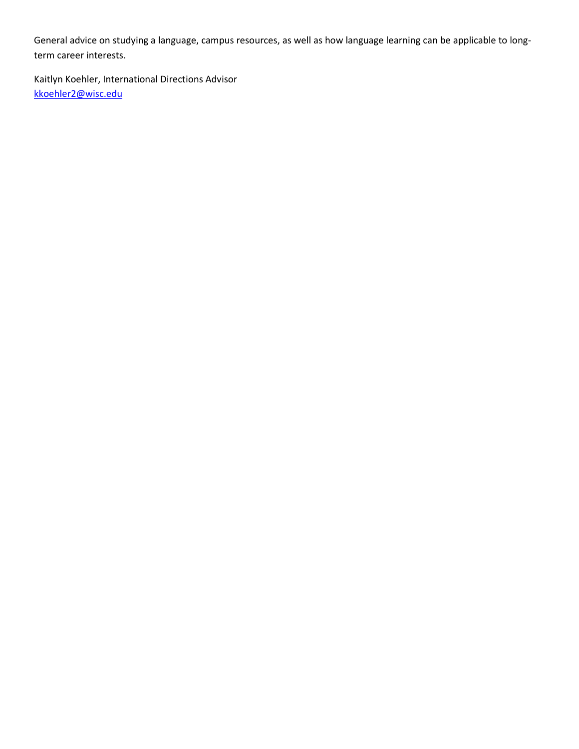General advice on studying a language, campus resources, as well as how language learning can be applicable to long-term career interests.

Kaitlyn Koehler, International Directions Advisor
kkoehler2@wisc.edu